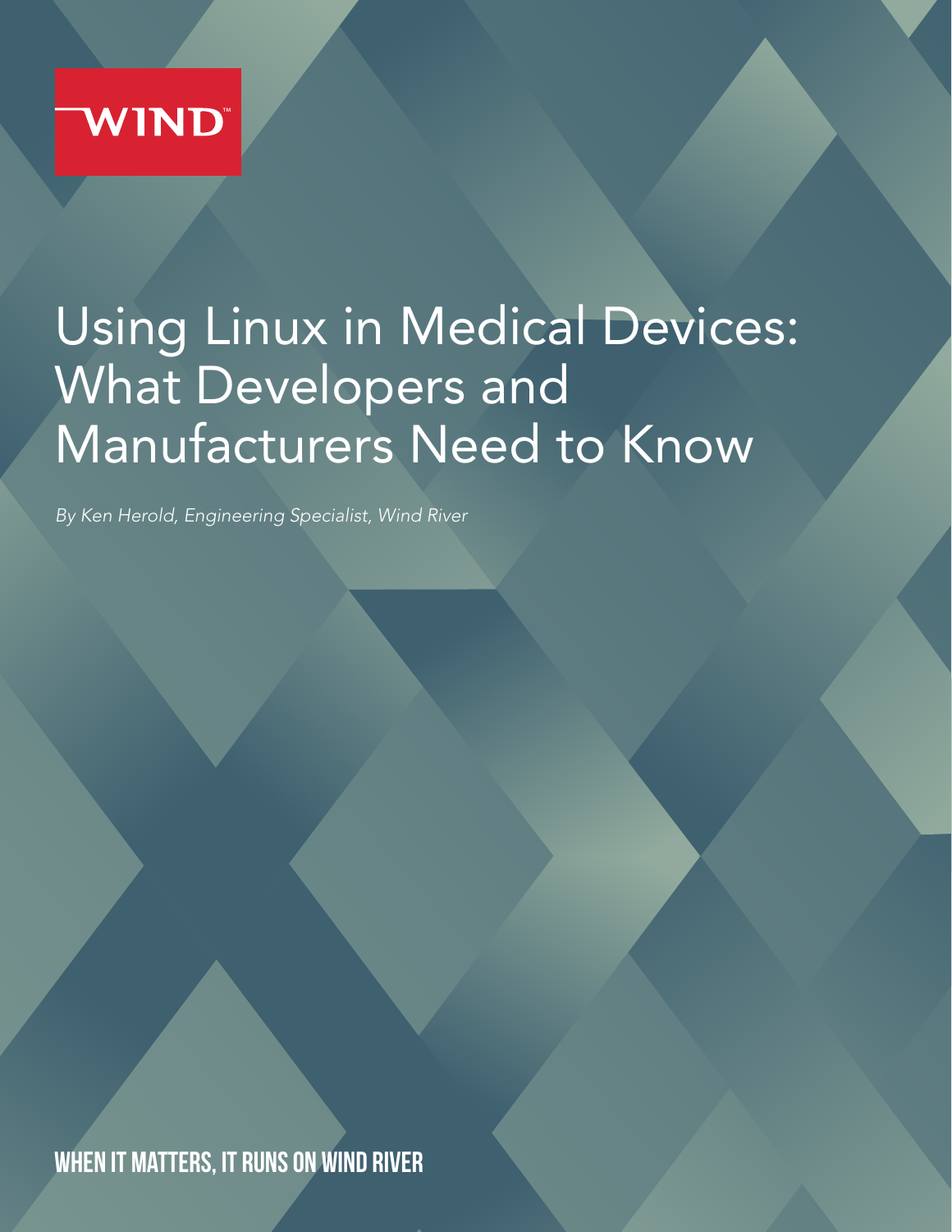WIND™

# Using Linux in Medical Devices: What Developers and Manufacturers Need to Know

*By Ken Herold, Engineering Specialist, Wind River*

**WHEN IT MATTERS, IT RUNS ON WIND RIVER**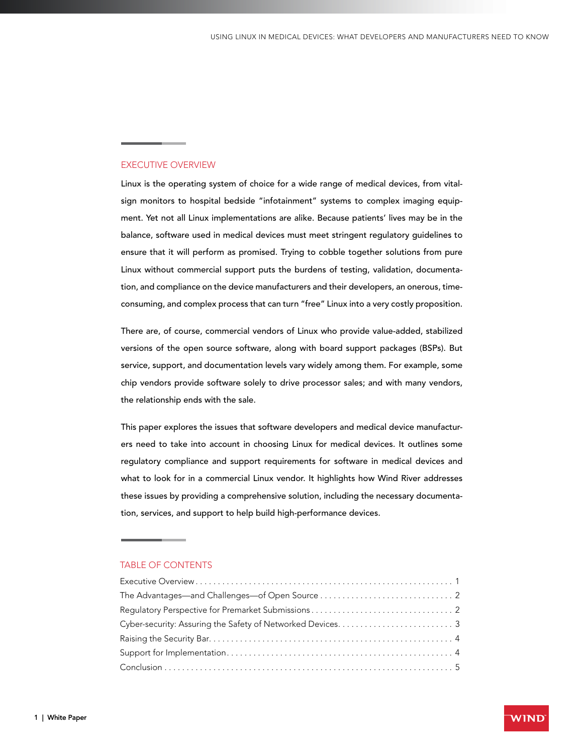## EXECUTIVE OVERVIEW

Linux is the operating system of choice for a wide range of medical devices, from vital-sign monitors to hospital bedside "infotainment" systems to complex imaging equipment. Yet not all Linux implementations are alike. Because patients' lives may be in the balance, software used in medical devices must meet stringent regulatory guidelines to ensure that it will perform as promised. Trying to cobble together solutions from pure Linux without commercial support puts the burdens of testing, validation, documentation, and compliance on the device manufacturers and their developers, an onerous, time-consuming, and complex process that can turn "free" Linux into a very costly proposition.

There are, of course, commercial vendors of Linux who provide value-added, stabilized versions of the open source software, along with board support packages (BSPs). But service, support, and documentation levels vary widely among them. For example, some chip vendors provide software solely to drive processor sales; and with many vendors, the relationship ends with the sale.

This paper explores the issues that software developers and medical device manufacturers need to take into account in choosing Linux for medical devices. It outlines some regulatory compliance and support requirements for software in medical devices and what to look for in a commercial Linux vendor. It highlights how Wind River addresses these issues by providing a comprehensive solution, including the necessary documentation, services, and support to help build high-performance devices.

## TABLE OF CONTENTS

| Section | Page |
|---|---|
| Executive Overview | 1 |
| The Advantages—and Challenges—of Open Source | 2 |
| Regulatory Perspective for Premarket Submissions | 2 |
| Cyber-security: Assuring the Safety of Networked Devices | 3 |
| Raising the Security Bar | 4 |
| Support for Implementation | 4 |
| Conclusion | 5 |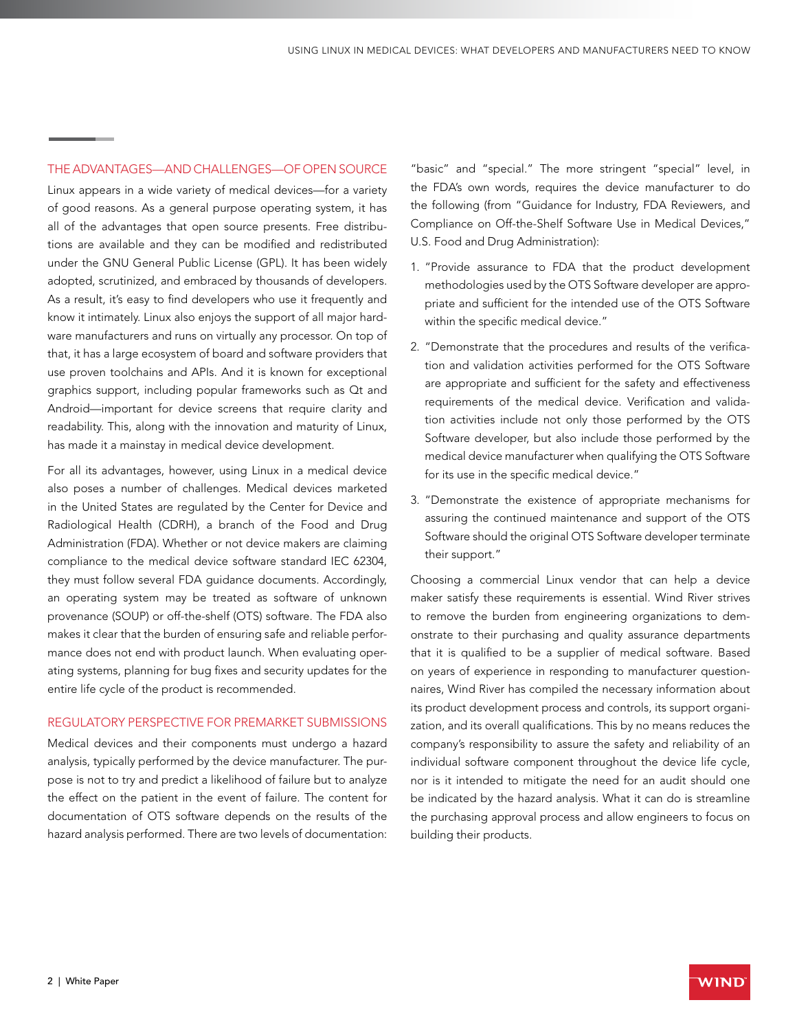## THE ADVANTAGES—AND CHALLENGES—OF OPEN SOURCE

Linux appears in a wide variety of medical devices—for a variety of good reasons. As a general purpose operating system, it has all of the advantages that open source presents. Free distributions are available and they can be modified and redistributed under the GNU General Public License (GPL). It has been widely adopted, scrutinized, and embraced by thousands of developers. As a result, it's easy to find developers who use it frequently and know it intimately. Linux also enjoys the support of all major hardware manufacturers and runs on virtually any processor. On top of that, it has a large ecosystem of board and software providers that use proven toolchains and APIs. And it is known for exceptional graphics support, including popular frameworks such as Qt and Android—important for device screens that require clarity and readability. This, along with the innovation and maturity of Linux, has made it a mainstay in medical device development.

For all its advantages, however, using Linux in a medical device also poses a number of challenges. Medical devices marketed in the United States are regulated by the Center for Device and Radiological Health (CDRH), a branch of the Food and Drug Administration (FDA). Whether or not device makers are claiming compliance to the medical device software standard IEC 62304, they must follow several FDA guidance documents. Accordingly, an operating system may be treated as software of unknown provenance (SOUP) or off-the-shelf (OTS) software. The FDA also makes it clear that the burden of ensuring safe and reliable performance does not end with product launch. When evaluating operating systems, planning for bug fixes and security updates for the entire life cycle of the product is recommended.

## REGULATORY PERSPECTIVE FOR PREMARKET SUBMISSIONS

Medical devices and their components must undergo a hazard analysis, typically performed by the device manufacturer. The purpose is not to try and predict a likelihood of failure but to analyze the effect on the patient in the event of failure. The content for documentation of OTS software depends on the results of the hazard analysis performed. There are two levels of documentation: "basic" and "special." The more stringent "special" level, in the FDA's own words, requires the device manufacturer to do the following (from "Guidance for Industry, FDA Reviewers, and Compliance on Off-the-Shelf Software Use in Medical Devices," U.S. Food and Drug Administration):

1. "Provide assurance to FDA that the product development methodologies used by the OTS Software developer are appropriate and sufficient for the intended use of the OTS Software within the specific medical device."
2. "Demonstrate that the procedures and results of the verification and validation activities performed for the OTS Software are appropriate and sufficient for the safety and effectiveness requirements of the medical device. Verification and validation activities include not only those performed by the OTS Software developer, but also include those performed by the medical device manufacturer when qualifying the OTS Software for its use in the specific medical device."
3. "Demonstrate the existence of appropriate mechanisms for assuring the continued maintenance and support of the OTS Software should the original OTS Software developer terminate their support."

Choosing a commercial Linux vendor that can help a device maker satisfy these requirements is essential. Wind River strives to remove the burden from engineering organizations to demonstrate to their purchasing and quality assurance departments that it is qualified to be a supplier of medical software. Based on years of experience in responding to manufacturer questionnaires, Wind River has compiled the necessary information about its product development process and controls, its support organization, and its overall qualifications. This by no means reduces the company's responsibility to assure the safety and reliability of an individual software component throughout the device life cycle, nor is it intended to mitigate the need for an audit should one be indicated by the hazard analysis. What it can do is streamline the purchasing approval process and allow engineers to focus on building their products.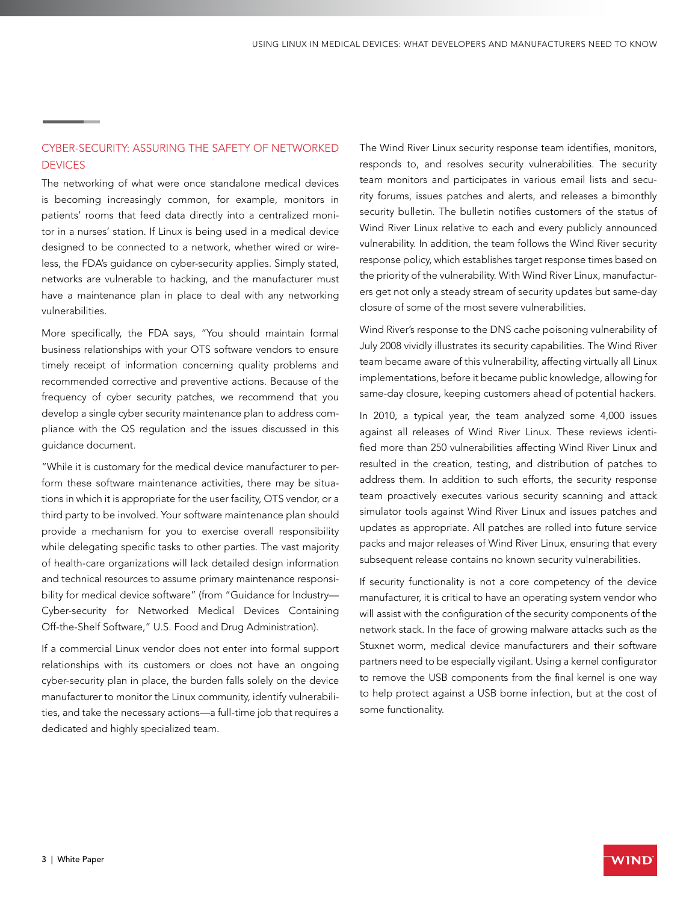## CYBER-SECURITY: ASSURING THE SAFETY OF NETWORKED DEVICES

The networking of what were once standalone medical devices is becoming increasingly common, for example, monitors in patients' rooms that feed data directly into a centralized monitor in a nurses' station. If Linux is being used in a medical device designed to be connected to a network, whether wired or wireless, the FDA's guidance on cyber-security applies. Simply stated, networks are vulnerable to hacking, and the manufacturer must have a maintenance plan in place to deal with any networking vulnerabilities.

More specifically, the FDA says, "You should maintain formal business relationships with your OTS software vendors to ensure timely receipt of information concerning quality problems and recommended corrective and preventive actions. Because of the frequency of cyber security patches, we recommend that you develop a single cyber security maintenance plan to address compliance with the QS regulation and the issues discussed in this guidance document.

"While it is customary for the medical device manufacturer to perform these software maintenance activities, there may be situations in which it is appropriate for the user facility, OTS vendor, or a third party to be involved. Your software maintenance plan should provide a mechanism for you to exercise overall responsibility while delegating specific tasks to other parties. The vast majority of health-care organizations will lack detailed design information and technical resources to assume primary maintenance responsibility for medical device software" (from "Guidance for Industry—Cyber-security for Networked Medical Devices Containing Off-the-Shelf Software," U.S. Food and Drug Administration).

If a commercial Linux vendor does not enter into formal support relationships with its customers or does not have an ongoing cyber-security plan in place, the burden falls solely on the device manufacturer to monitor the Linux community, identify vulnerabilities, and take the necessary actions—a full-time job that requires a dedicated and highly specialized team.

The Wind River Linux security response team identifies, monitors, responds to, and resolves security vulnerabilities. The security team monitors and participates in various email lists and security forums, issues patches and alerts, and releases a bimonthly security bulletin. The bulletin notifies customers of the status of Wind River Linux relative to each and every publicly announced vulnerability. In addition, the team follows the Wind River security response policy, which establishes target response times based on the priority of the vulnerability. With Wind River Linux, manufacturers get not only a steady stream of security updates but same-day closure of some of the most severe vulnerabilities.

Wind River's response to the DNS cache poisoning vulnerability of July 2008 vividly illustrates its security capabilities. The Wind River team became aware of this vulnerability, affecting virtually all Linux implementations, before it became public knowledge, allowing for same-day closure, keeping customers ahead of potential hackers.

In 2010, a typical year, the team analyzed some 4,000 issues against all releases of Wind River Linux. These reviews identified more than 250 vulnerabilities affecting Wind River Linux and resulted in the creation, testing, and distribution of patches to address them. In addition to such efforts, the security response team proactively executes various security scanning and attack simulator tools against Wind River Linux and issues patches and updates as appropriate. All patches are rolled into future service packs and major releases of Wind River Linux, ensuring that every subsequent release contains no known security vulnerabilities.

If security functionality is not a core competency of the device manufacturer, it is critical to have an operating system vendor who will assist with the configuration of the security components of the network stack. In the face of growing malware attacks such as the Stuxnet worm, medical device manufacturers and their software partners need to be especially vigilant. Using a kernel configurator to remove the USB components from the final kernel is one way to help protect against a USB borne infection, but at the cost of some functionality.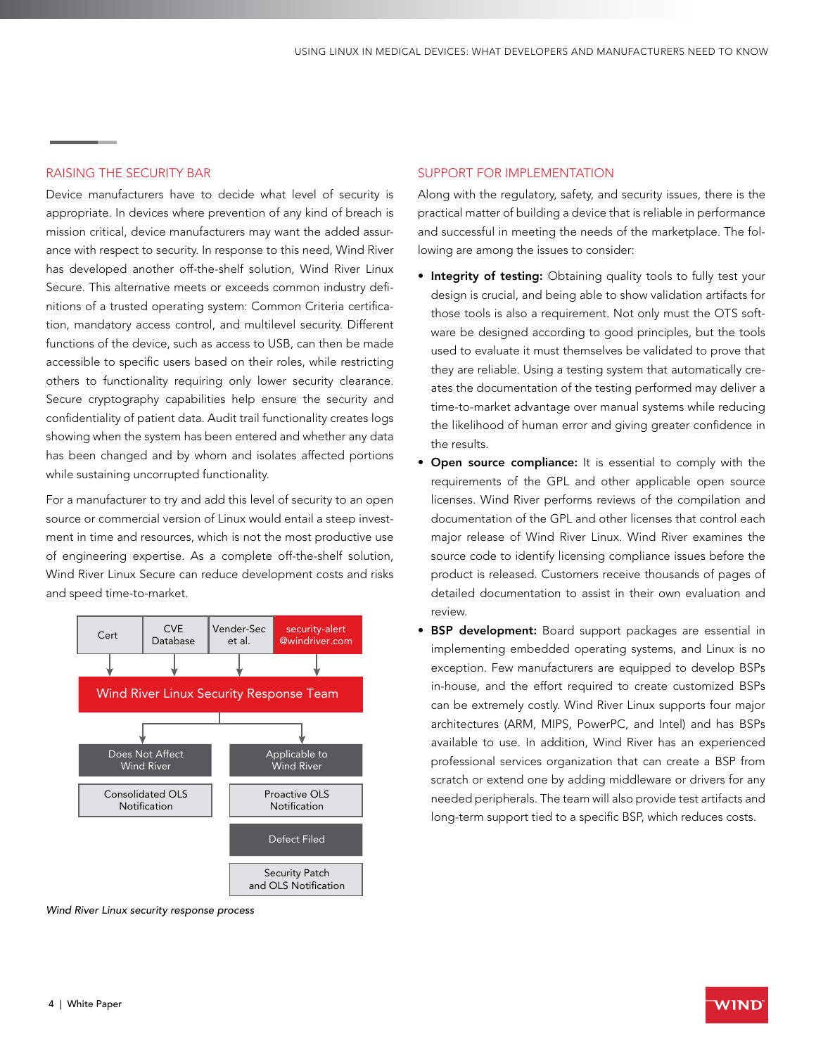## RAISING THE SECURITY BAR

Device manufacturers have to decide what level of security is appropriate. In devices where prevention of any kind of breach is mission critical, device manufacturers may want the added assurance with respect to security. In response to this need, Wind River has developed another off-the-shelf solution, Wind River Linux Secure. This alternative meets or exceeds common industry definitions of a trusted operating system: Common Criteria certification, mandatory access control, and multilevel security. Different functions of the device, such as access to USB, can then be made accessible to specific users based on their roles, while restricting others to functionality requiring only lower security clearance. Secure cryptography capabilities help ensure the security and confidentiality of patient data. Audit trail functionality creates logs showing when the system has been entered and whether any data has been changed and by whom and isolates affected portions while sustaining uncorrupted functionality.

For a manufacturer to try and add this level of security to an open source or commercial version of Linux would entail a steep investment in time and resources, which is not the most productive use of engineering expertise. As a complete off-the-shelf solution, Wind River Linux Secure can reduce development costs and risks and speed time-to-market.

Cert | CVE Database | Vender-Sec et al. | security-alert @windriver.com

Wind River Linux Security Response Team

Does Not Affect Wind River → Consolidated OLS Notification

Applicable to Wind River → Proactive OLS Notification → Defect Filed → Security Patch and OLS Notification

*Wind River Linux security response process*

## SUPPORT FOR IMPLEMENTATION

Along with the regulatory, safety, and security issues, there is the practical matter of building a device that is reliable in performance and successful in meeting the needs of the marketplace. The following are among the issues to consider:

- **Integrity of testing:** Obtaining quality tools to fully test your design is crucial, and being able to show validation artifacts for those tools is also a requirement. Not only must the OTS software be designed according to good principles, but the tools used to evaluate it must themselves be validated to prove that they are reliable. Using a testing system that automatically creates the documentation of the testing performed may deliver a time-to-market advantage over manual systems while reducing the likelihood of human error and giving greater confidence in the results.
- **Open source compliance:** It is essential to comply with the requirements of the GPL and other applicable open source licenses. Wind River performs reviews of the compilation and documentation of the GPL and other licenses that control each major release of Wind River Linux. Wind River examines the source code to identify licensing compliance issues before the product is released. Customers receive thousands of pages of detailed documentation to assist in their own evaluation and review.
- **BSP development:** Board support packages are essential in implementing embedded operating systems, and Linux is no exception. Few manufacturers are equipped to develop BSPs in-house, and the effort required to create customized BSPs can be extremely costly. Wind River Linux supports four major architectures (ARM, MIPS, PowerPC, and Intel) and has BSPs available to use. In addition, Wind River has an experienced professional services organization that can create a BSP from scratch or extend one by adding middleware or drivers for any needed peripherals. The team will also provide test artifacts and long-term support tied to a specific BSP, which reduces costs.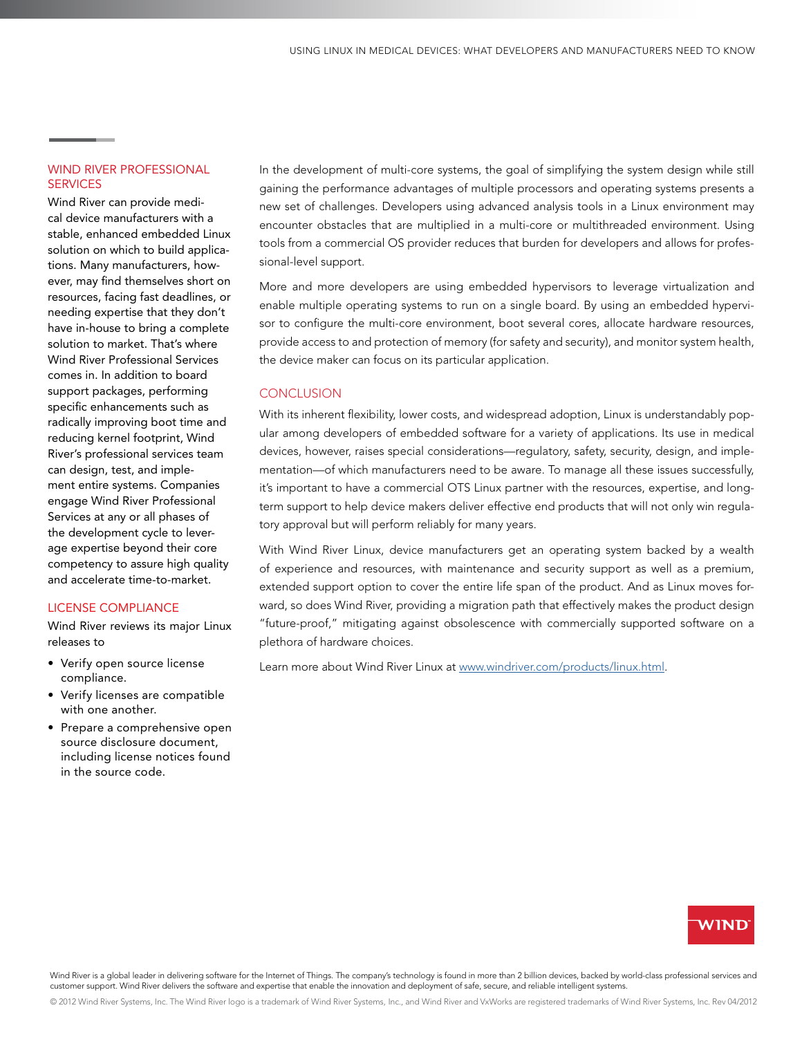## WIND RIVER PROFESSIONAL SERVICES

Wind River can provide medical device manufacturers with a stable, enhanced embedded Linux solution on which to build applications. Many manufacturers, however, may find themselves short on resources, facing fast deadlines, or needing expertise that they don't have in-house to bring a complete solution to market. That's where Wind River Professional Services comes in. In addition to board support packages, performing specific enhancements such as radically improving boot time and reducing kernel footprint, Wind River's professional services team can design, test, and implement entire systems. Companies engage Wind River Professional Services at any or all phases of the development cycle to leverage expertise beyond their core competency to assure high quality and accelerate time-to-market.

## LICENSE COMPLIANCE

Wind River reviews its major Linux releases to

- Verify open source license compliance.
- Verify licenses are compatible with one another.
- Prepare a comprehensive open source disclosure document, including license notices found in the source code.

In the development of multi-core systems, the goal of simplifying the system design while still gaining the performance advantages of multiple processors and operating systems presents a new set of challenges. Developers using advanced analysis tools in a Linux environment may encounter obstacles that are multiplied in a multi-core or multithreaded environment. Using tools from a commercial OS provider reduces that burden for developers and allows for professional-level support.

More and more developers are using embedded hypervisors to leverage virtualization and enable multiple operating systems to run on a single board. By using an embedded hypervisor to configure the multi-core environment, boot several cores, allocate hardware resources, provide access to and protection of memory (for safety and security), and monitor system health, the device maker can focus on its particular application.

## CONCLUSION

With its inherent flexibility, lower costs, and widespread adoption, Linux is understandably popular among developers of embedded software for a variety of applications. Its use in medical devices, however, raises special considerations—regulatory, safety, security, design, and implementation—of which manufacturers need to be aware. To manage all these issues successfully, it's important to have a commercial OTS Linux partner with the resources, expertise, and long-term support to help device makers deliver effective end products that will not only win regulatory approval but will perform reliably for many years.

With Wind River Linux, device manufacturers get an operating system backed by a wealth of experience and resources, with maintenance and security support as well as a premium, extended support option to cover the entire life span of the product. And as Linux moves forward, so does Wind River, providing a migration path that effectively makes the product design "future-proof," mitigating against obsolescence with commercially supported software on a plethora of hardware choices.

Learn more about Wind River Linux at [www.windriver.com/products/linux.html](www.windriver.com/products/linux.html).

WIND

Wind River is a global leader in delivering software for the Internet of Things. The company's technology is found in more than 2 billion devices, backed by world-class professional services and customer support. Wind River delivers the software and expertise that enable the innovation and deployment of safe, secure, and reliable intelligent systems.

© 2012 Wind River Systems, Inc. The Wind River logo is a trademark of Wind River Systems, Inc., and Wind River and VxWorks are registered trademarks of Wind River Systems, Inc. Rev 04/2012